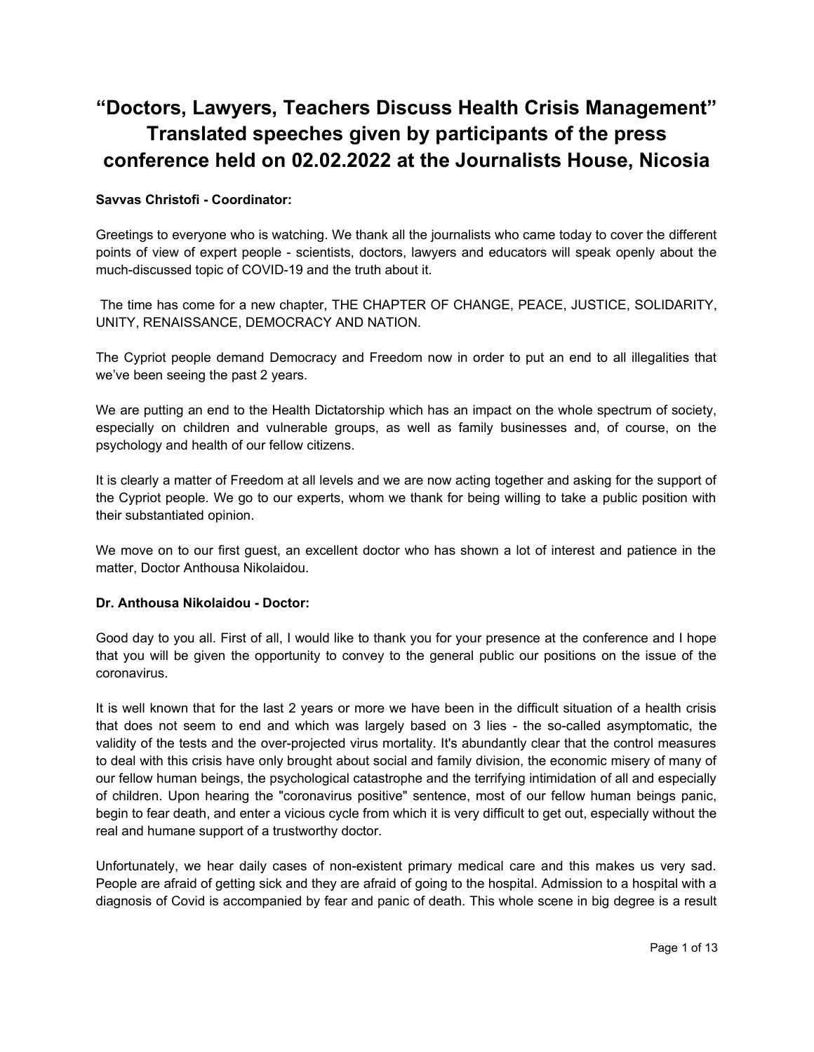# "Doctors, Lawyers, Teachers Discuss Health Crisis Management" Translated speeches given by participants of the press conference held on 02.02.2022 at the Journalists House, Nicosia

**Savvas Christofi - Coordinator:**

Greetings to everyone who is watching. We thank all the journalists who came today to cover the different points of view of expert people - scientists, doctors, lawyers and educators will speak openly about the much-discussed topic of COVID-19 and the truth about it.

The time has come for a new chapter, THE CHAPTER OF CHANGE, PEACE, JUSTICE, SOLIDARITY, UNITY, RENAISSANCE, DEMOCRACY AND NATION.

The Cypriot people demand Democracy and Freedom now in order to put an end to all illegalities that we've been seeing the past 2 years.

We are putting an end to the Health Dictatorship which has an impact on the whole spectrum of society, especially on children and vulnerable groups, as well as family businesses and, of course, on the psychology and health of our fellow citizens.

It is clearly a matter of Freedom at all levels and we are now acting together and asking for the support of the Cypriot people. We go to our experts, whom we thank for being willing to take a public position with their substantiated opinion.

We move on to our first guest, an excellent doctor who has shown a lot of interest and patience in the matter, Doctor Anthousa Nikolaidou.

**Dr. Anthousa Nikolaidou - Doctor:**

Good day to you all. First of all, I would like to thank you for your presence at the conference and I hope that you will be given the opportunity to convey to the general public our positions on the issue of the coronavirus.

It is well known that for the last 2 years or more we have been in the difficult situation of a health crisis that does not seem to end and which was largely based on 3 lies - the so-called asymptomatic, the validity of the tests and the over-projected virus mortality. It's abundantly clear that the control measures to deal with this crisis have only brought about social and family division, the economic misery of many of our fellow human beings, the psychological catastrophe and the terrifying intimidation of all and especially of children. Upon hearing the "coronavirus positive" sentence, most of our fellow human beings panic, begin to fear death, and enter a vicious cycle from which it is very difficult to get out, especially without the real and humane support of a trustworthy doctor.

Unfortunately, we hear daily cases of non-existent primary medical care and this makes us very sad. People are afraid of getting sick and they are afraid of going to the hospital. Admission to a hospital with a diagnosis of Covid is accompanied by fear and panic of death. This whole scene in big degree is a result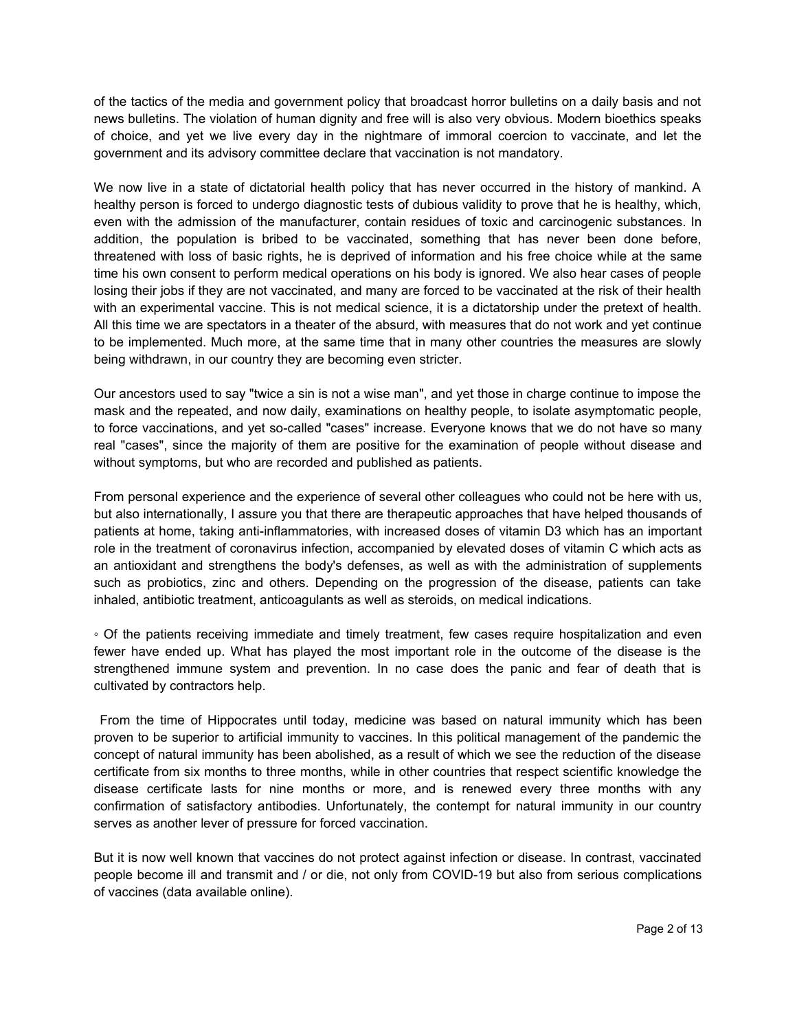of the tactics of the media and government policy that broadcast horror bulletins on a daily basis and not news bulletins. The violation of human dignity and free will is also very obvious. Modern bioethics speaks of choice, and yet we live every day in the nightmare of immoral coercion to vaccinate, and let the government and its advisory committee declare that vaccination is not mandatory.

We now live in a state of dictatorial health policy that has never occurred in the history of mankind. A healthy person is forced to undergo diagnostic tests of dubious validity to prove that he is healthy, which, even with the admission of the manufacturer, contain residues of toxic and carcinogenic substances. In addition, the population is bribed to be vaccinated, something that has never been done before, threatened with loss of basic rights, he is deprived of information and his free choice while at the same time his own consent to perform medical operations on his body is ignored. We also hear cases of people losing their jobs if they are not vaccinated, and many are forced to be vaccinated at the risk of their health with an experimental vaccine. This is not medical science, it is a dictatorship under the pretext of health. All this time we are spectators in a theater of the absurd, with measures that do not work and yet continue to be implemented. Much more, at the same time that in many other countries the measures are slowly being withdrawn, in our country they are becoming even stricter.

Our ancestors used to say "twice a sin is not a wise man", and yet those in charge continue to impose the mask and the repeated, and now daily, examinations on healthy people, to isolate asymptomatic people, to force vaccinations, and yet so-called "cases" increase. Everyone knows that we do not have so many real "cases", since the majority of them are positive for the examination of people without disease and without symptoms, but who are recorded and published as patients.

From personal experience and the experience of several other colleagues who could not be here with us, but also internationally, I assure you that there are therapeutic approaches that have helped thousands of patients at home, taking anti-inflammatories, with increased doses of vitamin D3 which has an important role in the treatment of coronavirus infection, accompanied by elevated doses of vitamin C which acts as an antioxidant and strengthens the body's defenses, as well as with the administration of supplements such as probiotics, zinc and others. Depending on the progression of the disease, patients can take inhaled, antibiotic treatment, anticoagulants as well as steroids, on medical indications.

◦ Of the patients receiving immediate and timely treatment, few cases require hospitalization and even fewer have ended up. What has played the most important role in the outcome of the disease is the strengthened immune system and prevention. In no case does the panic and fear of death that is cultivated by contractors help.

From the time of Hippocrates until today, medicine was based on natural immunity which has been proven to be superior to artificial immunity to vaccines. In this political management of the pandemic the concept of natural immunity has been abolished, as a result of which we see the reduction of the disease certificate from six months to three months, while in other countries that respect scientific knowledge the disease certificate lasts for nine months or more, and is renewed every three months with any confirmation of satisfactory antibodies. Unfortunately, the contempt for natural immunity in our country serves as another lever of pressure for forced vaccination.

But it is now well known that vaccines do not protect against infection or disease. In contrast, vaccinated people become ill and transmit and / or die, not only from COVID-19 but also from serious complications of vaccines (data available online).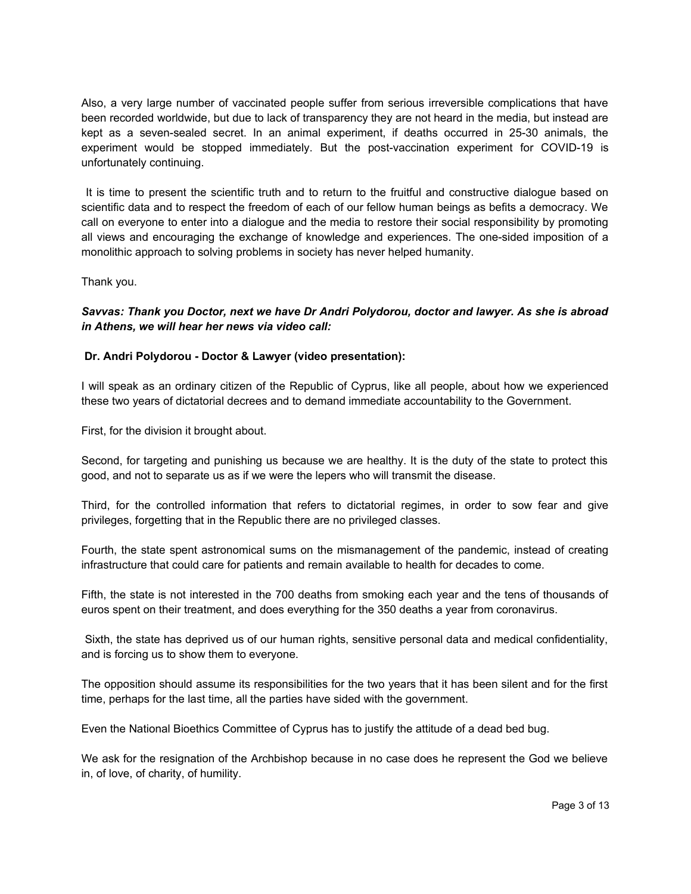Also, a very large number of vaccinated people suffer from serious irreversible complications that have been recorded worldwide, but due to lack of transparency they are not heard in the media, but instead are kept as a seven-sealed secret. In an animal experiment, if deaths occurred in 25-30 animals, the experiment would be stopped immediately. But the post-vaccination experiment for COVID-19 is unfortunately continuing.

It is time to present the scientific truth and to return to the fruitful and constructive dialogue based on scientific data and to respect the freedom of each of our fellow human beings as befits a democracy. We call on everyone to enter into a dialogue and the media to restore their social responsibility by promoting all views and encouraging the exchange of knowledge and experiences. The one-sided imposition of a monolithic approach to solving problems in society has never helped humanity.

Thank you.

***Savvas: Thank you Doctor, next we have Dr Andri Polydorou, doctor and lawyer. As she is abroad in Athens, we will hear her news via video call:***

**Dr. Andri Polydorou - Doctor & Lawyer (video presentation):**

I will speak as an ordinary citizen of the Republic of Cyprus, like all people, about how we experienced these two years of dictatorial decrees and to demand immediate accountability to the Government.

First, for the division it brought about.

Second, for targeting and punishing us because we are healthy. It is the duty of the state to protect this good, and not to separate us as if we were the lepers who will transmit the disease.

Third, for the controlled information that refers to dictatorial regimes, in order to sow fear and give privileges, forgetting that in the Republic there are no privileged classes.

Fourth, the state spent astronomical sums on the mismanagement of the pandemic, instead of creating infrastructure that could care for patients and remain available to health for decades to come.

Fifth, the state is not interested in the 700 deaths from smoking each year and the tens of thousands of euros spent on their treatment, and does everything for the 350 deaths a year from coronavirus.

Sixth, the state has deprived us of our human rights, sensitive personal data and medical confidentiality, and is forcing us to show them to everyone.

The opposition should assume its responsibilities for the two years that it has been silent and for the first time, perhaps for the last time, all the parties have sided with the government.

Even the National Bioethics Committee of Cyprus has to justify the attitude of a dead bed bug.

We ask for the resignation of the Archbishop because in no case does he represent the God we believe in, of love, of charity, of humility.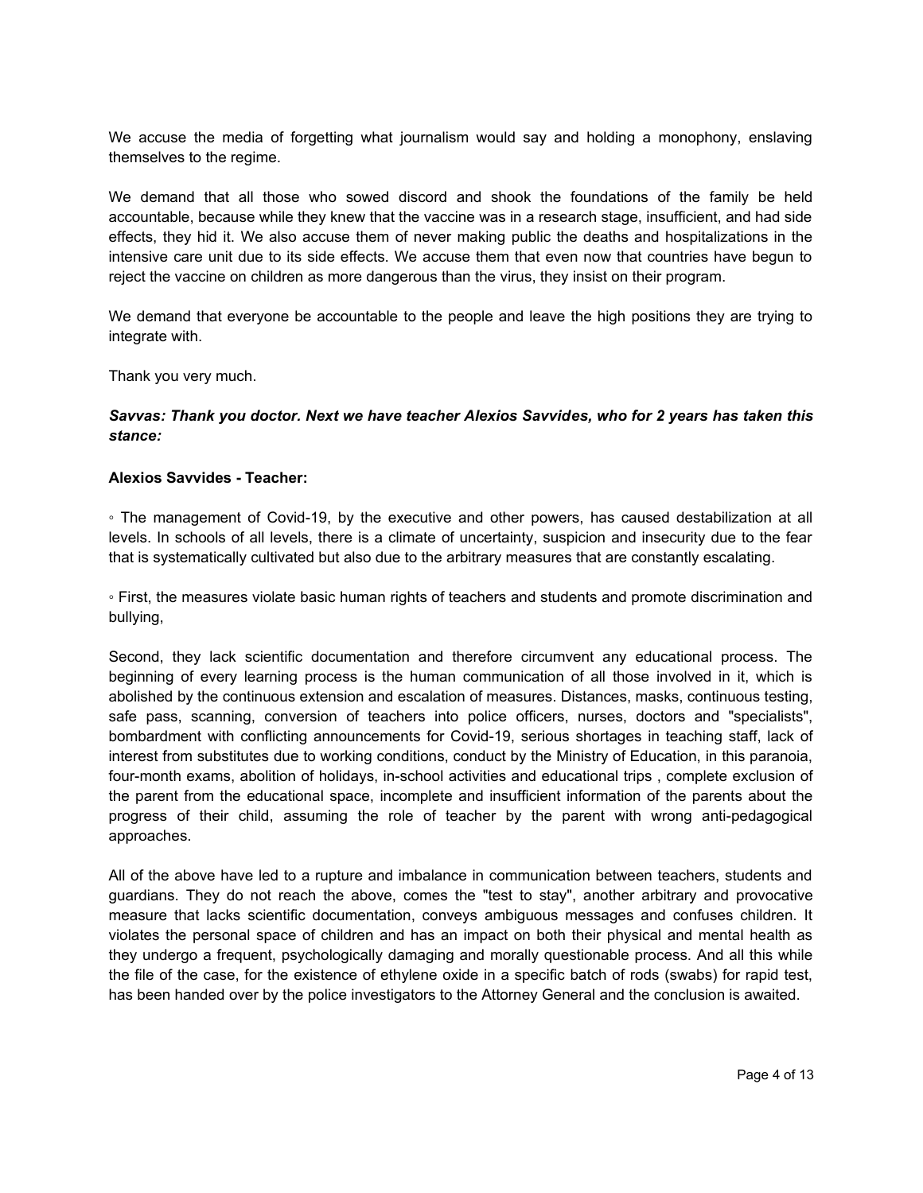We accuse the media of forgetting what journalism would say and holding a monophony, enslaving themselves to the regime.

We demand that all those who sowed discord and shook the foundations of the family be held accountable, because while they knew that the vaccine was in a research stage, insufficient, and had side effects, they hid it. We also accuse them of never making public the deaths and hospitalizations in the intensive care unit due to its side effects. We accuse them that even now that countries have begun to reject the vaccine on children as more dangerous than the virus, they insist on their program.

We demand that everyone be accountable to the people and leave the high positions they are trying to integrate with.

Thank you very much.

***Savvas: Thank you doctor. Next we have teacher Alexios Savvides, who for 2 years has taken this stance:***

**Alexios Savvides - Teacher:**

◦ The management of Covid-19, by the executive and other powers, has caused destabilization at all levels. In schools of all levels, there is a climate of uncertainty, suspicion and insecurity due to the fear that is systematically cultivated but also due to the arbitrary measures that are constantly escalating.

◦ First, the measures violate basic human rights of teachers and students and promote discrimination and bullying,

Second, they lack scientific documentation and therefore circumvent any educational process. The beginning of every learning process is the human communication of all those involved in it, which is abolished by the continuous extension and escalation of measures. Distances, masks, continuous testing, safe pass, scanning, conversion of teachers into police officers, nurses, doctors and "specialists", bombardment with conflicting announcements for Covid-19, serious shortages in teaching staff, lack of interest from substitutes due to working conditions, conduct by the Ministry of Education, in this paranoia, four-month exams, abolition of holidays, in-school activities and educational trips , complete exclusion of the parent from the educational space, incomplete and insufficient information of the parents about the progress of their child, assuming the role of teacher by the parent with wrong anti-pedagogical approaches.

All of the above have led to a rupture and imbalance in communication between teachers, students and guardians. They do not reach the above, comes the "test to stay", another arbitrary and provocative measure that lacks scientific documentation, conveys ambiguous messages and confuses children. It violates the personal space of children and has an impact on both their physical and mental health as they undergo a frequent, psychologically damaging and morally questionable process. And all this while the file of the case, for the existence of ethylene oxide in a specific batch of rods (swabs) for rapid test, has been handed over by the police investigators to the Attorney General and the conclusion is awaited.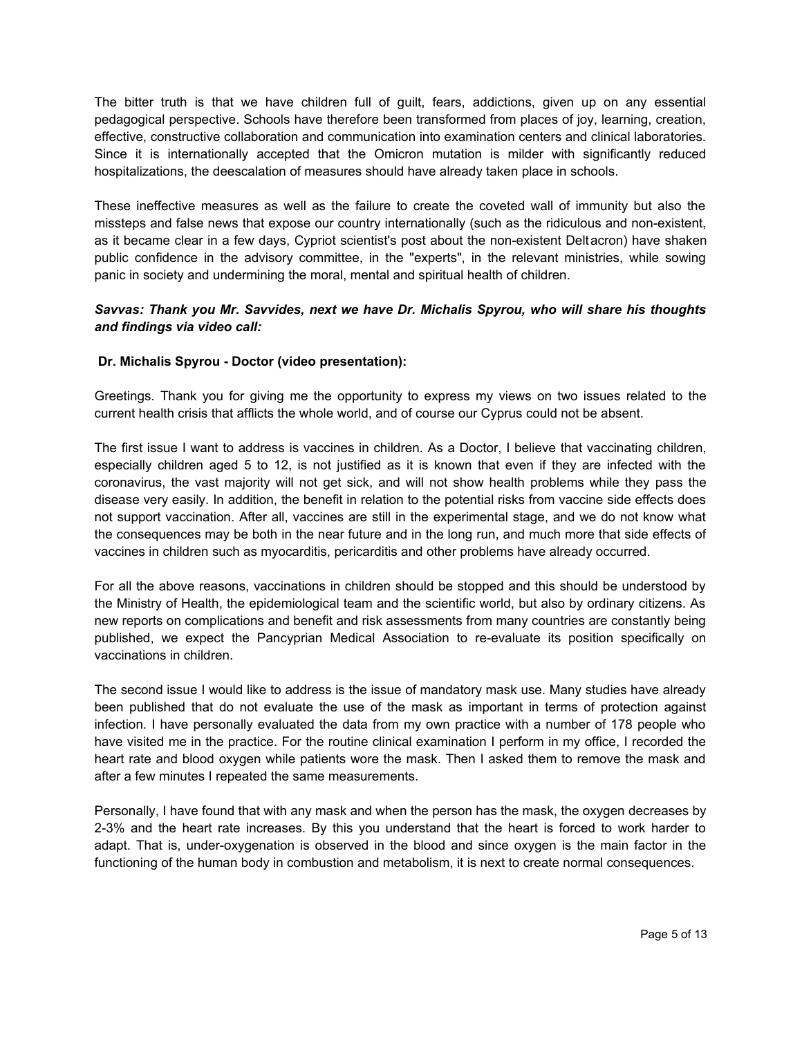The bitter truth is that we have children full of guilt, fears, addictions, given up on any essential pedagogical perspective. Schools have therefore been transformed from places of joy, learning, creation, effective, constructive collaboration and communication into examination centers and clinical laboratories. Since it is internationally accepted that the Omicron mutation is milder with significantly reduced hospitalizations, the deescalation of measures should have already taken place in schools.

These ineffective measures as well as the failure to create the coveted wall of immunity but also the missteps and false news that expose our country internationally (such as the ridiculous and non-existent, as it became clear in a few days, Cypriot scientist's post about the non-existent Deltacron) have shaken public confidence in the advisory committee, in the "experts", in the relevant ministries, while sowing panic in society and undermining the moral, mental and spiritual health of children.

***Savvas: Thank you Mr. Savvides, next we have Dr. Michalis Spyrou, who will share his thoughts and findings via video call:***

**Dr. Michalis Spyrou - Doctor (video presentation):**

Greetings. Thank you for giving me the opportunity to express my views on two issues related to the current health crisis that afflicts the whole world, and of course our Cyprus could not be absent.

The first issue I want to address is vaccines in children. As a Doctor, I believe that vaccinating children, especially children aged 5 to 12, is not justified as it is known that even if they are infected with the coronavirus, the vast majority will not get sick, and will not show health problems while they pass the disease very easily. In addition, the benefit in relation to the potential risks from vaccine side effects does not support vaccination. After all, vaccines are still in the experimental stage, and we do not know what the consequences may be both in the near future and in the long run, and much more that side effects of vaccines in children such as myocarditis, pericarditis and other problems have already occurred.

For all the above reasons, vaccinations in children should be stopped and this should be understood by the Ministry of Health, the epidemiological team and the scientific world, but also by ordinary citizens. As new reports on complications and benefit and risk assessments from many countries are constantly being published, we expect the Pancyprian Medical Association to re-evaluate its position specifically on vaccinations in children.

The second issue I would like to address is the issue of mandatory mask use. Many studies have already been published that do not evaluate the use of the mask as important in terms of protection against infection. I have personally evaluated the data from my own practice with a number of 178 people who have visited me in the practice. For the routine clinical examination I perform in my office, I recorded the heart rate and blood oxygen while patients wore the mask. Then I asked them to remove the mask and after a few minutes I repeated the same measurements.

Personally, I have found that with any mask and when the person has the mask, the oxygen decreases by 2-3% and the heart rate increases. By this you understand that the heart is forced to work harder to adapt. That is, under-oxygenation is observed in the blood and since oxygen is the main factor in the functioning of the human body in combustion and metabolism, it is next to create normal consequences.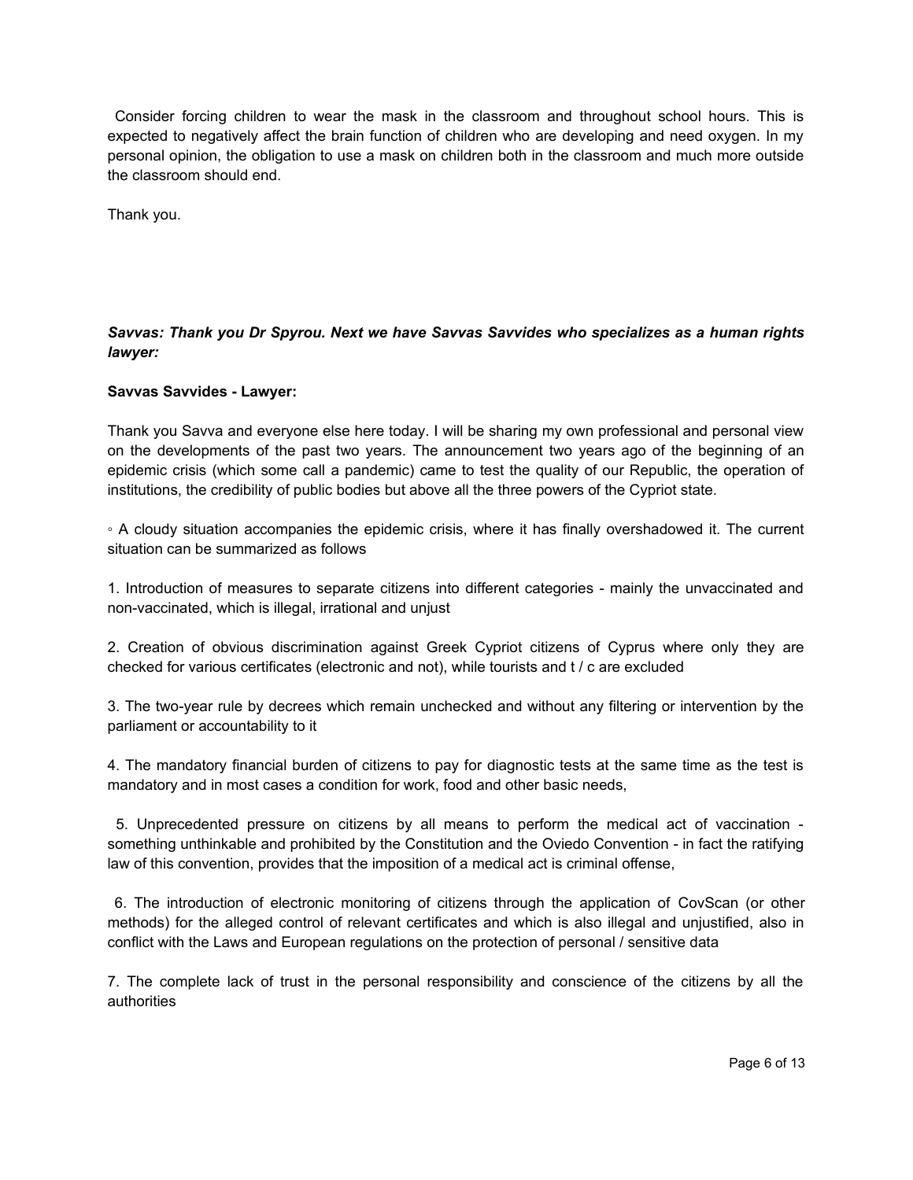Consider forcing children to wear the mask in the classroom and throughout school hours. This is expected to negatively affect the brain function of children who are developing and need oxygen. In my personal opinion, the obligation to use a mask on children both in the classroom and much more outside the classroom should end.

Thank you.

***Savvas: Thank you Dr Spyrou. Next we have Savvas Savvides who specializes as a human rights lawyer:***

**Savvas Savvides - Lawyer:**

Thank you Savva and everyone else here today. I will be sharing my own professional and personal view on the developments of the past two years. The announcement two years ago of the beginning of an epidemic crisis (which some call a pandemic) came to test the quality of our Republic, the operation of institutions, the credibility of public bodies but above all the three powers of the Cypriot state.

◦ A cloudy situation accompanies the epidemic crisis, where it has finally overshadowed it. The current situation can be summarized as follows

1. Introduction of measures to separate citizens into different categories - mainly the unvaccinated and non-vaccinated, which is illegal, irrational and unjust

2. Creation of obvious discrimination against Greek Cypriot citizens of Cyprus where only they are checked for various certificates (electronic and not), while tourists and t / c are excluded

3. The two-year rule by decrees which remain unchecked and without any filtering or intervention by the parliament or accountability to it

4. The mandatory financial burden of citizens to pay for diagnostic tests at the same time as the test is mandatory and in most cases a condition for work, food and other basic needs,

5. Unprecedented pressure on citizens by all means to perform the medical act of vaccination - something unthinkable and prohibited by the Constitution and the Oviedo Convention - in fact the ratifying law of this convention, provides that the imposition of a medical act is criminal offense,

6. The introduction of electronic monitoring of citizens through the application of CovScan (or other methods) for the alleged control of relevant certificates and which is also illegal and unjustified, also in conflict with the Laws and European regulations on the protection of personal / sensitive data

7. The complete lack of trust in the personal responsibility and conscience of the citizens by all the authorities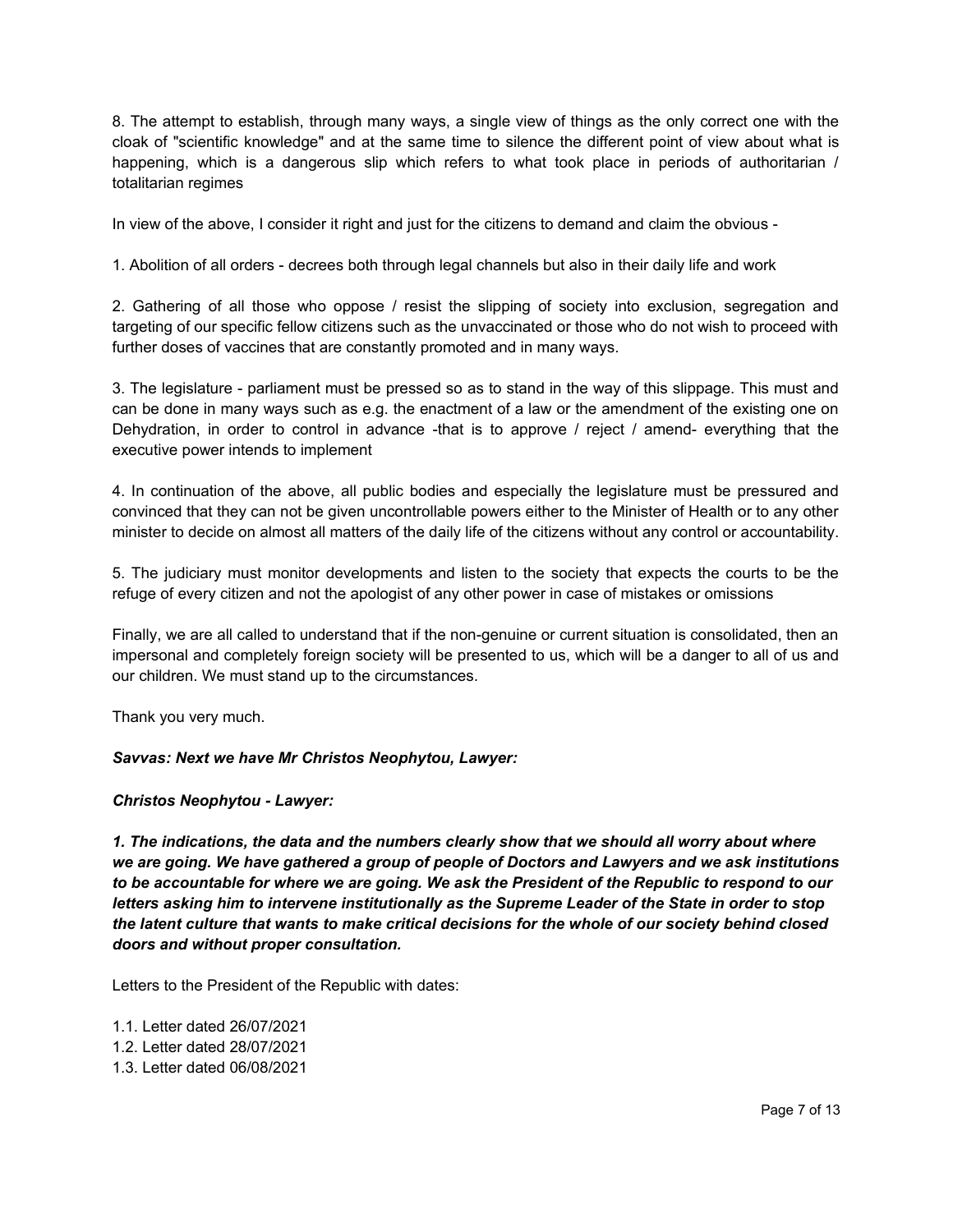8. The attempt to establish, through many ways, a single view of things as the only correct one with the cloak of "scientific knowledge" and at the same time to silence the different point of view about what is happening, which is a dangerous slip which refers to what took place in periods of authoritarian / totalitarian regimes

In view of the above, I consider it right and just for the citizens to demand and claim the obvious -

1. Abolition of all orders - decrees both through legal channels but also in their daily life and work

2. Gathering of all those who oppose / resist the slipping of society into exclusion, segregation and targeting of our specific fellow citizens such as the unvaccinated or those who do not wish to proceed with further doses of vaccines that are constantly promoted and in many ways.

3. The legislature - parliament must be pressed so as to stand in the way of this slippage. This must and can be done in many ways such as e.g. the enactment of a law or the amendment of the existing one on Dehydration, in order to control in advance -that is to approve / reject / amend- everything that the executive power intends to implement

4. In continuation of the above, all public bodies and especially the legislature must be pressured and convinced that they can not be given uncontrollable powers either to the Minister of Health or to any other minister to decide on almost all matters of the daily life of the citizens without any control or accountability.

5. The judiciary must monitor developments and listen to the society that expects the courts to be the refuge of every citizen and not the apologist of any other power in case of mistakes or omissions

Finally, we are all called to understand that if the non-genuine or current situation is consolidated, then an impersonal and completely foreign society will be presented to us, which will be a danger to all of us and our children. We must stand up to the circumstances.

Thank you very much.

***Savvas: Next we have Mr Christos Neophytou, Lawyer:***

***Christos Neophytou - Lawyer:***

***1. The indications, the data and the numbers clearly show that we should all worry about where we are going. We have gathered a group of people of Doctors and Lawyers and we ask institutions to be accountable for where we are going. We ask the President of the Republic to respond to our letters asking him to intervene institutionally as the Supreme Leader of the State in order to stop the latent culture that wants to make critical decisions for the whole of our society behind closed doors and without proper consultation.***

Letters to the President of the Republic with dates:

1.1. Letter dated 26/07/2021
1.2. Letter dated 28/07/2021
1.3. Letter dated 06/08/2021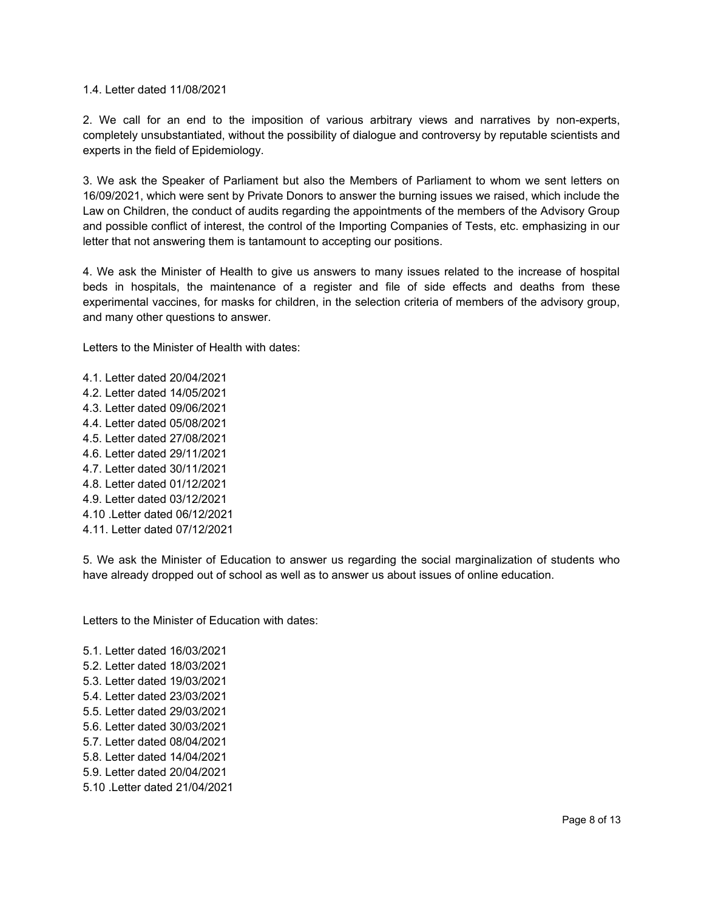1.4. Letter dated 11/08/2021

2. We call for an end to the imposition of various arbitrary views and narratives by non-experts, completely unsubstantiated, without the possibility of dialogue and controversy by reputable scientists and experts in the field of Epidemiology.

3. We ask the Speaker of Parliament but also the Members of Parliament to whom we sent letters on 16/09/2021, which were sent by Private Donors to answer the burning issues we raised, which include the Law on Children, the conduct of audits regarding the appointments of the members of the Advisory Group and possible conflict of interest, the control of the Importing Companies of Tests, etc. emphasizing in our letter that not answering them is tantamount to accepting our positions.

4. We ask the Minister of Health to give us answers to many issues related to the increase of hospital beds in hospitals, the maintenance of a register and file of side effects and deaths from these experimental vaccines, for masks for children, in the selection criteria of members of the advisory group, and many other questions to answer.

Letters to the Minister of Health with dates:

4.1. Letter dated 20/04/2021
4.2. Letter dated 14/05/2021
4.3. Letter dated 09/06/2021
4.4. Letter dated 05/08/2021
4.5. Letter dated 27/08/2021
4.6. Letter dated 29/11/2021
4.7. Letter dated 30/11/2021
4.8. Letter dated 01/12/2021
4.9. Letter dated 03/12/2021
4.10 .Letter dated 06/12/2021
4.11. Letter dated 07/12/2021

5. We ask the Minister of Education to answer us regarding the social marginalization of students who have already dropped out of school as well as to answer us about issues of online education.

Letters to the Minister of Education with dates:

5.1. Letter dated 16/03/2021
5.2. Letter dated 18/03/2021
5.3. Letter dated 19/03/2021
5.4. Letter dated 23/03/2021
5.5. Letter dated 29/03/2021
5.6. Letter dated 30/03/2021
5.7. Letter dated 08/04/2021
5.8. Letter dated 14/04/2021
5.9. Letter dated 20/04/2021
5.10 .Letter dated 21/04/2021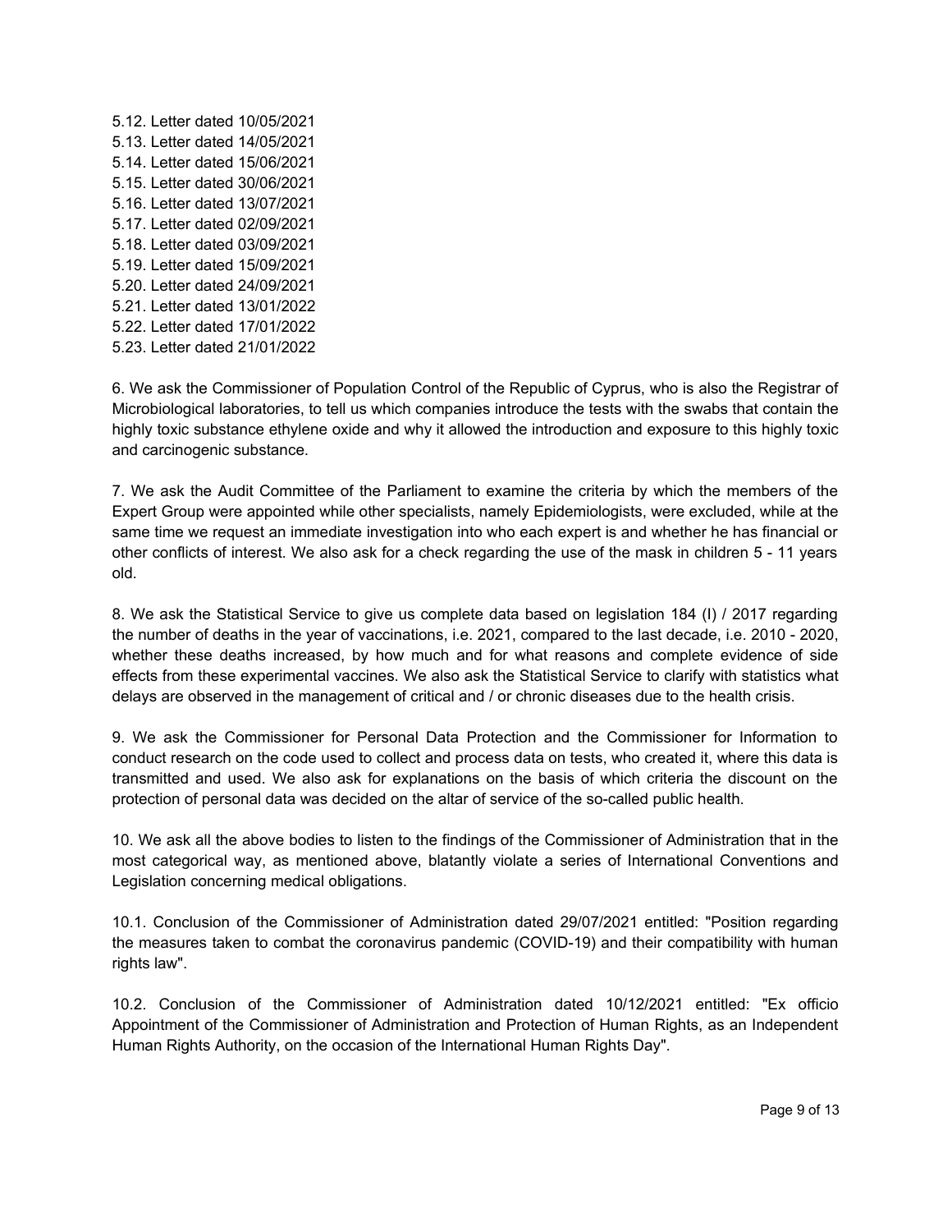5.12. Letter dated 10/05/2021  
5.13. Letter dated 14/05/2021  
5.14. Letter dated 15/06/2021  
5.15. Letter dated 30/06/2021  
5.16. Letter dated 13/07/2021  
5.17. Letter dated 02/09/2021  
5.18. Letter dated 03/09/2021  
5.19. Letter dated 15/09/2021  
5.20. Letter dated 24/09/2021  
5.21. Letter dated 13/01/2022  
5.22. Letter dated 17/01/2022  
5.23. Letter dated 21/01/2022

6. We ask the Commissioner of Population Control of the Republic of Cyprus, who is also the Registrar of Microbiological laboratories, to tell us which companies introduce the tests with the swabs that contain the highly toxic substance ethylene oxide and why it allowed the introduction and exposure to this highly toxic and carcinogenic substance.

7. We ask the Audit Committee of the Parliament to examine the criteria by which the members of the Expert Group were appointed while other specialists, namely Epidemiologists, were excluded, while at the same time we request an immediate investigation into who each expert is and whether he has financial or other conflicts of interest. We also ask for a check regarding the use of the mask in children 5 - 11 years old.

8. We ask the Statistical Service to give us complete data based on legislation 184 (I) / 2017 regarding the number of deaths in the year of vaccinations, i.e. 2021, compared to the last decade, i.e. 2010 - 2020, whether these deaths increased, by how much and for what reasons and complete evidence of side effects from these experimental vaccines. We also ask the Statistical Service to clarify with statistics what delays are observed in the management of critical and / or chronic diseases due to the health crisis.

9. We ask the Commissioner for Personal Data Protection and the Commissioner for Information to conduct research on the code used to collect and process data on tests, who created it, where this data is transmitted and used. We also ask for explanations on the basis of which criteria the discount on the protection of personal data was decided on the altar of service of the so-called public health.

10. We ask all the above bodies to listen to the findings of the Commissioner of Administration that in the most categorical way, as mentioned above, blatantly violate a series of International Conventions and Legislation concerning medical obligations.

10.1. Conclusion of the Commissioner of Administration dated 29/07/2021 entitled: "Position regarding the measures taken to combat the coronavirus pandemic (COVID-19) and their compatibility with human rights law".

10.2. Conclusion of the Commissioner of Administration dated 10/12/2021 entitled: "Ex officio Appointment of the Commissioner of Administration and Protection of Human Rights, as an Independent Human Rights Authority, on the occasion of the International Human Rights Day".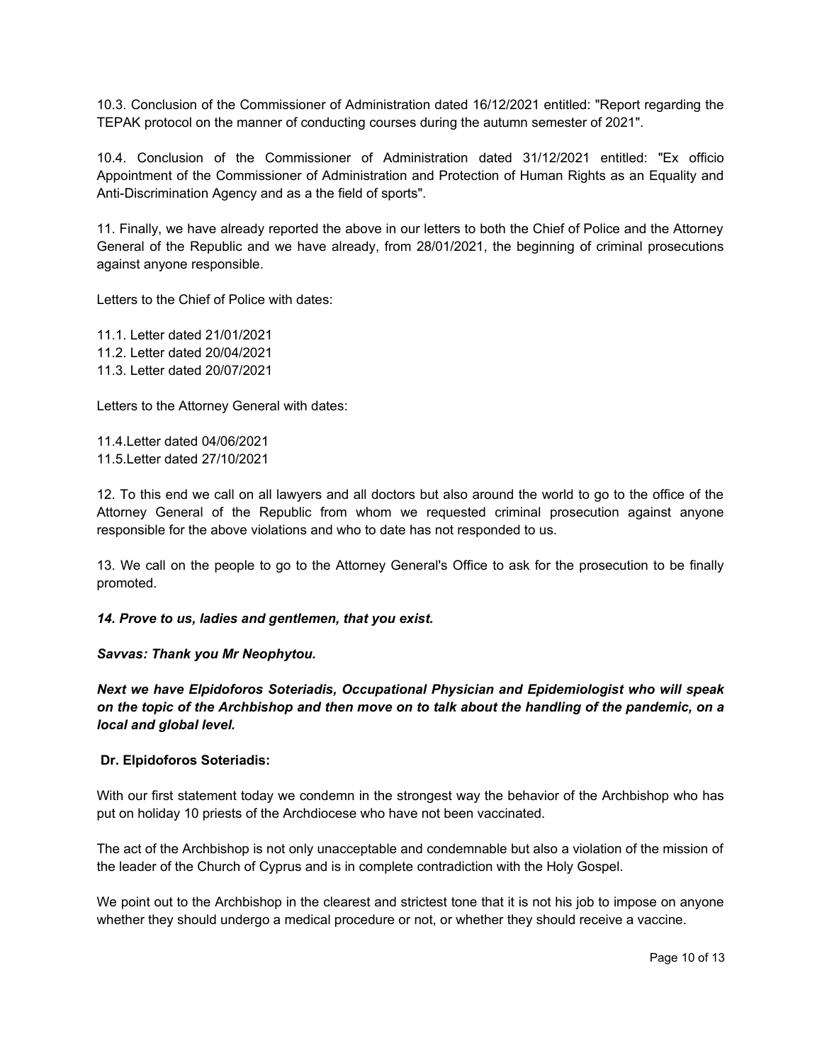10.3. Conclusion of the Commissioner of Administration dated 16/12/2021 entitled: "Report regarding the TEPAK protocol on the manner of conducting courses during the autumn semester of 2021".

10.4. Conclusion of the Commissioner of Administration dated 31/12/2021 entitled: "Ex officio Appointment of the Commissioner of Administration and Protection of Human Rights as an Equality and Anti-Discrimination Agency and as a the field of sports".

11. Finally, we have already reported the above in our letters to both the Chief of Police and the Attorney General of the Republic and we have already, from 28/01/2021, the beginning of criminal prosecutions against anyone responsible.

Letters to the Chief of Police with dates:

11.1. Letter dated 21/01/2021
11.2. Letter dated 20/04/2021
11.3. Letter dated 20/07/2021

Letters to the Attorney General with dates:

11.4.Letter dated 04/06/2021
11.5.Letter dated 27/10/2021

12. To this end we call on all lawyers and all doctors but also around the world to go to the office of the Attorney General of the Republic from whom we requested criminal prosecution against anyone responsible for the above violations and who to date has not responded to us.

13. We call on the people to go to the Attorney General's Office to ask for the prosecution to be finally promoted.

***14. Prove to us, ladies and gentlemen, that you exist.***

***Savvas: Thank you Mr Neophytou.***

***Next we have Elpidoforos Soteriadis, Occupational Physician and Epidemiologist who will speak on the topic of the Archbishop and then move on to talk about the handling of the pandemic, on a local and global level.***

**Dr. Elpidoforos Soteriadis:**

With our first statement today we condemn in the strongest way the behavior of the Archbishop who has put on holiday 10 priests of the Archdiocese who have not been vaccinated.

The act of the Archbishop is not only unacceptable and condemnable but also a violation of the mission of the leader of the Church of Cyprus and is in complete contradiction with the Holy Gospel.

We point out to the Archbishop in the clearest and strictest tone that it is not his job to impose on anyone whether they should undergo a medical procedure or not, or whether they should receive a vaccine.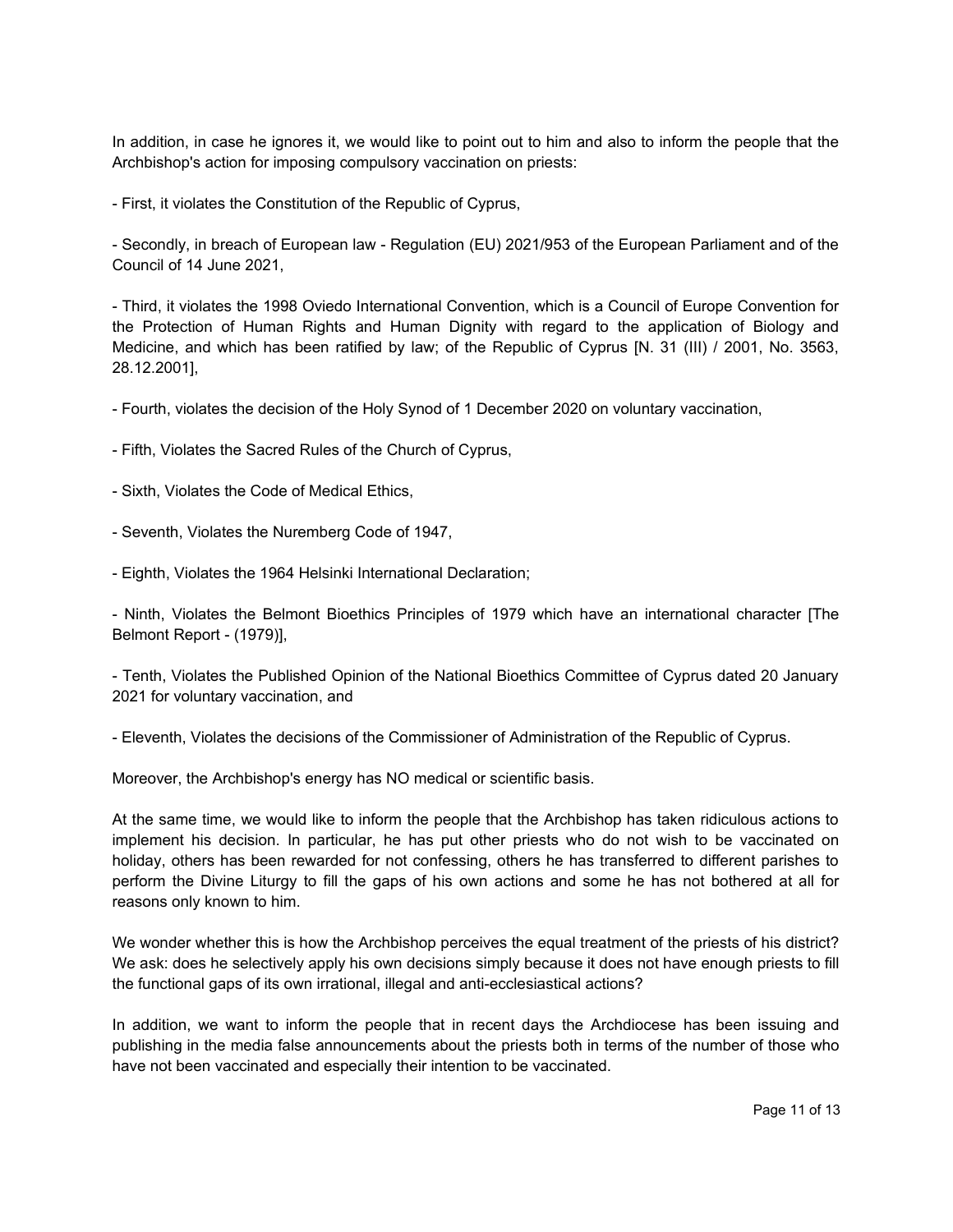In addition, in case he ignores it, we would like to point out to him and also to inform the people that the Archbishop's action for imposing compulsory vaccination on priests:

- First, it violates the Constitution of the Republic of Cyprus,

- Secondly, in breach of European law - Regulation (EU) 2021/953 of the European Parliament and of the Council of 14 June 2021,

- Third, it violates the 1998 Oviedo International Convention, which is a Council of Europe Convention for the Protection of Human Rights and Human Dignity with regard to the application of Biology and Medicine, and which has been ratified by law; of the Republic of Cyprus [N. 31 (III) / 2001, No. 3563, 28.12.2001],

- Fourth, violates the decision of the Holy Synod of 1 December 2020 on voluntary vaccination,

- Fifth, Violates the Sacred Rules of the Church of Cyprus,

- Sixth, Violates the Code of Medical Ethics,

- Seventh, Violates the Nuremberg Code of 1947,

- Eighth, Violates the 1964 Helsinki International Declaration;

- Ninth, Violates the Belmont Bioethics Principles of 1979 which have an international character [The Belmont Report - (1979)],

- Tenth, Violates the Published Opinion of the National Bioethics Committee of Cyprus dated 20 January 2021 for voluntary vaccination, and

- Eleventh, Violates the decisions of the Commissioner of Administration of the Republic of Cyprus.

Moreover, the Archbishop's energy has NO medical or scientific basis.

At the same time, we would like to inform the people that the Archbishop has taken ridiculous actions to implement his decision. In particular, he has put other priests who do not wish to be vaccinated on holiday, others has been rewarded for not confessing, others he has transferred to different parishes to perform the Divine Liturgy to fill the gaps of his own actions and some he has not bothered at all for reasons only known to him.

We wonder whether this is how the Archbishop perceives the equal treatment of the priests of his district? We ask: does he selectively apply his own decisions simply because it does not have enough priests to fill the functional gaps of its own irrational, illegal and anti-ecclesiastical actions?

In addition, we want to inform the people that in recent days the Archdiocese has been issuing and publishing in the media false announcements about the priests both in terms of the number of those who have not been vaccinated and especially their intention to be vaccinated.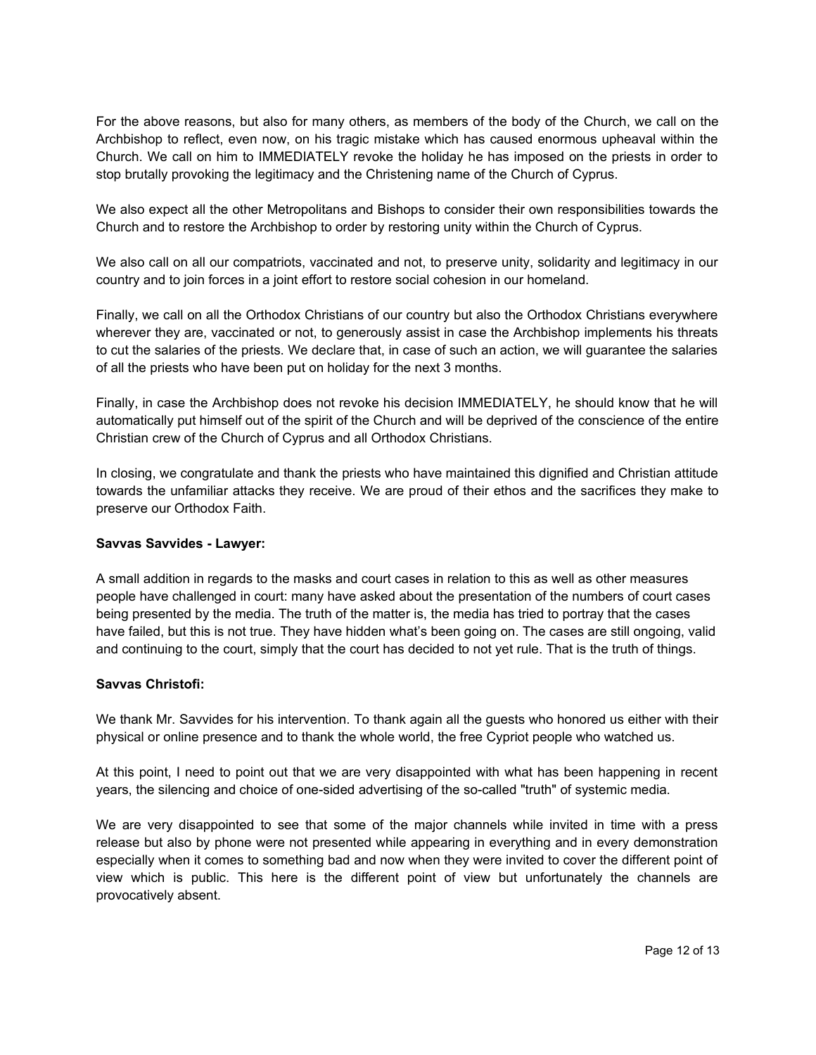For the above reasons, but also for many others, as members of the body of the Church, we call on the Archbishop to reflect, even now, on his tragic mistake which has caused enormous upheaval within the Church. We call on him to IMMEDIATELY revoke the holiday he has imposed on the priests in order to stop brutally provoking the legitimacy and the Christening name of the Church of Cyprus.

We also expect all the other Metropolitans and Bishops to consider their own responsibilities towards the Church and to restore the Archbishop to order by restoring unity within the Church of Cyprus.

We also call on all our compatriots, vaccinated and not, to preserve unity, solidarity and legitimacy in our country and to join forces in a joint effort to restore social cohesion in our homeland.

Finally, we call on all the Orthodox Christians of our country but also the Orthodox Christians everywhere wherever they are, vaccinated or not, to generously assist in case the Archbishop implements his threats to cut the salaries of the priests. We declare that, in case of such an action, we will guarantee the salaries of all the priests who have been put on holiday for the next 3 months.

Finally, in case the Archbishop does not revoke his decision IMMEDIATELY, he should know that he will automatically put himself out of the spirit of the Church and will be deprived of the conscience of the entire Christian crew of the Church of Cyprus and all Orthodox Christians.

In closing, we congratulate and thank the priests who have maintained this dignified and Christian attitude towards the unfamiliar attacks they receive. We are proud of their ethos and the sacrifices they make to preserve our Orthodox Faith.

**Savvas Savvides - Lawyer:**

A small addition in regards to the masks and court cases in relation to this as well as other measures people have challenged in court: many have asked about the presentation of the numbers of court cases being presented by the media. The truth of the matter is, the media has tried to portray that the cases have failed, but this is not true. They have hidden what's been going on. The cases are still ongoing, valid and continuing to the court, simply that the court has decided to not yet rule. That is the truth of things.

**Savvas Christofi:**

We thank Mr. Savvides for his intervention. To thank again all the guests who honored us either with their physical or online presence and to thank the whole world, the free Cypriot people who watched us.

At this point, I need to point out that we are very disappointed with what has been happening in recent years, the silencing and choice of one-sided advertising of the so-called "truth" of systemic media.

We are very disappointed to see that some of the major channels while invited in time with a press release but also by phone were not presented while appearing in everything and in every demonstration especially when it comes to something bad and now when they were invited to cover the different point of view which is public. This here is the different point of view but unfortunately the channels are provocatively absent.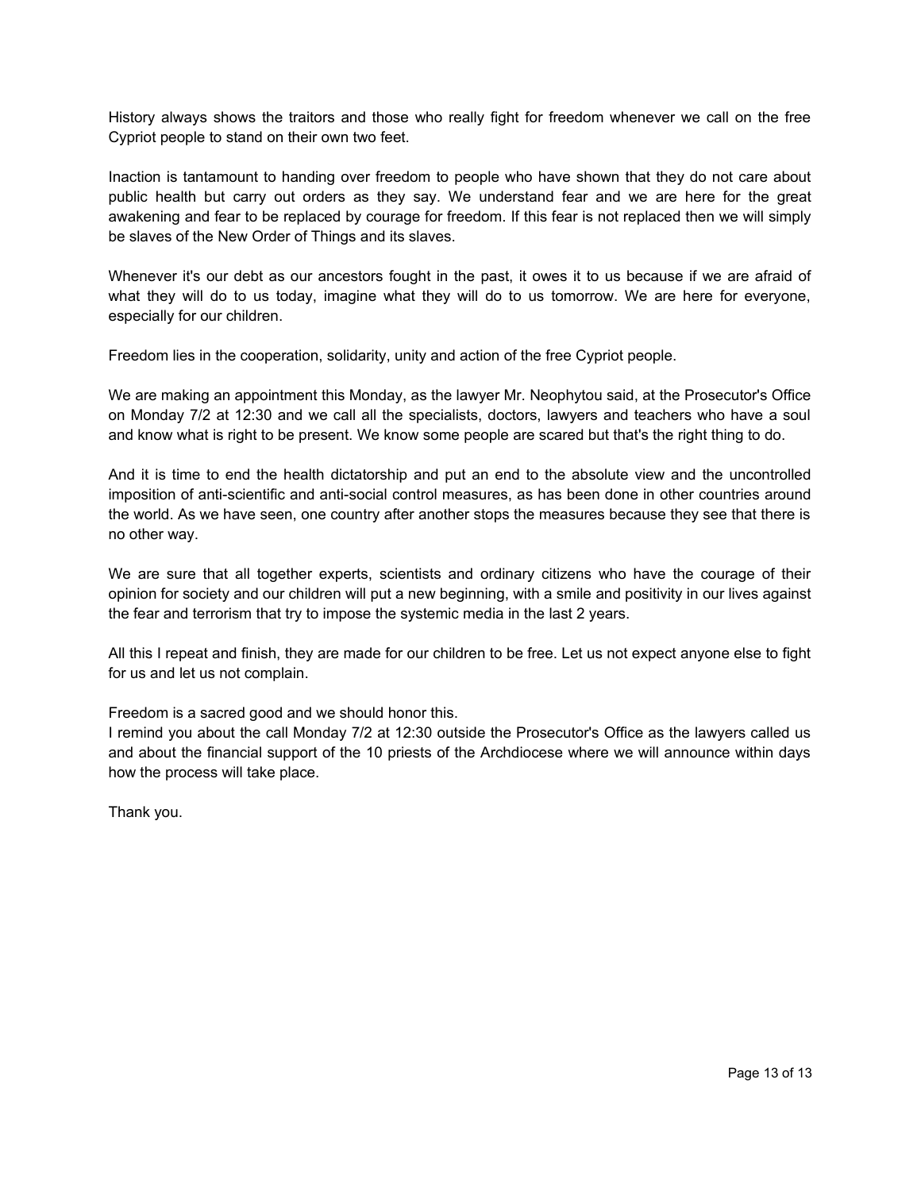History always shows the traitors and those who really fight for freedom whenever we call on the free Cypriot people to stand on their own two feet.

Inaction is tantamount to handing over freedom to people who have shown that they do not care about public health but carry out orders as they say. We understand fear and we are here for the great awakening and fear to be replaced by courage for freedom. If this fear is not replaced then we will simply be slaves of the New Order of Things and its slaves.

Whenever it's our debt as our ancestors fought in the past, it owes it to us because if we are afraid of what they will do to us today, imagine what they will do to us tomorrow. We are here for everyone, especially for our children.

Freedom lies in the cooperation, solidarity, unity and action of the free Cypriot people.

We are making an appointment this Monday, as the lawyer Mr. Neophytou said, at the Prosecutor's Office on Monday 7/2 at 12:30 and we call all the specialists, doctors, lawyers and teachers who have a soul and know what is right to be present. We know some people are scared but that's the right thing to do.

And it is time to end the health dictatorship and put an end to the absolute view and the uncontrolled imposition of anti-scientific and anti-social control measures, as has been done in other countries around the world. As we have seen, one country after another stops the measures because they see that there is no other way.

We are sure that all together experts, scientists and ordinary citizens who have the courage of their opinion for society and our children will put a new beginning, with a smile and positivity in our lives against the fear and terrorism that try to impose the systemic media in the last 2 years.

All this I repeat and finish, they are made for our children to be free. Let us not expect anyone else to fight for us and let us not complain.

Freedom is a sacred good and we should honor this.
I remind you about the call Monday 7/2 at 12:30 outside the Prosecutor's Office as the lawyers called us and about the financial support of the 10 priests of the Archdiocese where we will announce within days how the process will take place.

Thank you.